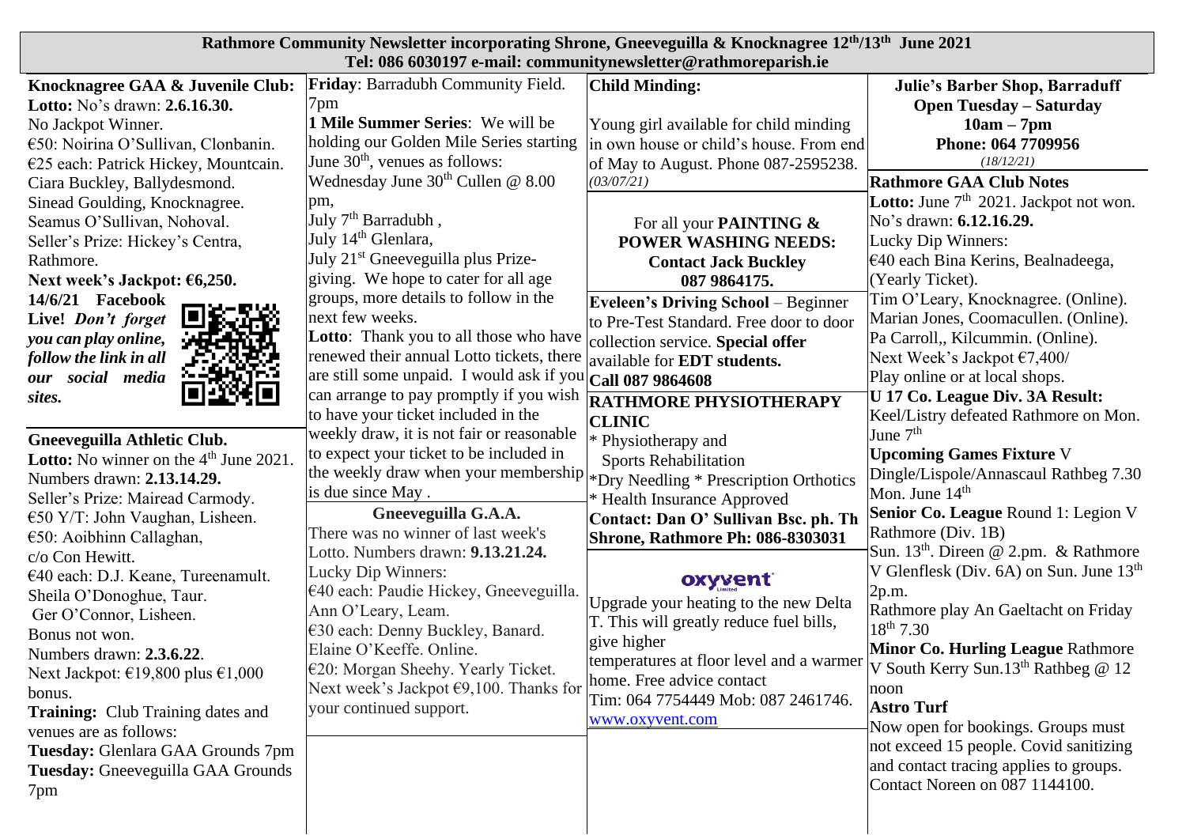# Rathmore Community Newsletter incorporating Shrone, Gneeveguilla & Knocknagree 12th/13th June 2021

**Tel: 086 6030197 e-mail: communitynewsletter@rathmoreparish.ie**

**Knocknagree GAA & Juvenile Club:**
**Lotto:** No's drawn: **2.6.16.30.**
No Jackpot Winner.
€50: Noirina O'Sullivan, Clonbanin.
€25 each: Patrick Hickey, Mountcain.
Ciara Buckley, Ballydesmond.
Sinead Goulding, Knocknagree.
Seamus O'Sullivan, Nohoval.
Seller's Prize: Hickey's Centra, Rathmore.
**Next week's Jackpot: €6,250.**
**14/6/21 Facebook Live!** ***Don't forget you can play online, follow the link in all our social media sites.***

**Gneeveguilla Athletic Club.**
**Lotto:** No winner on the 4th June 2021.
Numbers drawn: **2.13.14.29.**
Seller's Prize: Mairead Carmody.
€50 Y/T: John Vaughan, Lisheen.
€50: Aoibhinn Callaghan, c/o Con Hewitt.
€40 each: D.J. Keane, Tureenamult.
Sheila O'Donoghue, Taur.
Ger O'Connor, Lisheen.
Bonus not won.
Numbers drawn: **2.3.6.22**.
Next Jackpot: €19,800 plus €1,000 bonus.
**Training:** Club Training dates and venues are as follows:
**Tuesday:** Glenlara GAA Grounds 7pm
**Tuesday:** Gneeveguilla GAA Grounds 7pm
**Friday**: Barradubh Community Field. 7pm
**1 Mile Summer Series**: We will be holding our Golden Mile Series starting June 30th, venues as follows:
Wednesday June 30th Cullen @ 8.00 pm,
July 7th Barradubh ,
July 14th Glenlara,
July 21st Gneeveguilla plus Prize-giving. We hope to cater for all age groups, more details to follow in the next few weeks.
**Lotto**: Thank you to all those who have renewed their annual Lotto tickets, there are still some unpaid. I would ask if you can arrange to pay promptly if you wish to have your ticket included in the weekly draw, it is not fair or reasonable to expect your ticket to be included in the weekly draw when your membership is due since May .

**Gneeveguilla G.A.A.**
There was no winner of last week's Lotto. Numbers drawn: **9.13.21.24.**
Lucky Dip Winners:
€40 each: Paudie Hickey, Gneeveguilla.
Ann O'Leary, Leam.
€30 each: Denny Buckley, Banard.
Elaine O'Keeffe. Online.
€20: Morgan Sheehy. Yearly Ticket.
Next week's Jackpot €9,100. Thanks for your continued support.

**Child Minding:**
Young girl available for child minding in own house or child's house. From end of May to August. Phone 087-2595238. *(03/07/21)*

For all your **PAINTING & POWER WASHING NEEDS:**
**Contact Jack Buckley**
**087 9864175.**

**Eveleen's Driving School** – Beginner to Pre-Test Standard. Free door to door collection service. **Special offer** available for **EDT students.**
**Call 087 9864608**

**RATHMORE PHYSIOTHERAPY CLINIC**
* Physiotherapy and Sports Rehabilitation
*Dry Needling * Prescription Orthotics
* Health Insurance Approved
**Contact: Dan O' Sullivan Bsc. ph. Th Shrone, Rathmore Ph: 086-8303031**

**oxyvent**
Upgrade your heating to the new Delta T. This will greatly reduce fuel bills, give higher temperatures at floor level and a warmer home. Free advice contact Tim: 064 7754449 Mob: 087 2461746.
www.oxyvent.com

**Julie's Barber Shop, Barraduff**
**Open Tuesday – Saturday**
**10am – 7pm**
**Phone: 064 7709956**
*(18/12/21)*

**Rathmore GAA Club Notes**
**Lotto:** June 7th 2021. Jackpot not won.
No's drawn: **6.12.16.29.**
Lucky Dip Winners:
€40 each Bina Kerins, Bealnadeega, (Yearly Ticket).
Tim O'Leary, Knocknagree. (Online).
Marian Jones, Coomacullen. (Online).
Pa Carroll,, Kilcummin. (Online).
Next Week's Jackpot €7,400/
Play online or at local shops.
**U 17 Co. League Div. 3A Result:**
Keel/Listry defeated Rathmore on Mon. June 7th
**Upcoming Games Fixture** V Dingle/Lispole/Annascaul Rathbeg 7.30 Mon. June 14th
**Senior Co. League** Round 1: Legion V Rathmore (Div. 1B)
Sun. 13th. Direen @ 2.pm. & Rathmore V Glenflesk (Div. 6A) on Sun. June 13th 2p.m.
Rathmore play An Gaeltacht on Friday 18th 7.30
**Minor Co. Hurling League** Rathmore V South Kerry Sun.13th Rathbeg @ 12 noon
**Astro Turf**
Now open for bookings. Groups must not exceed 15 people. Covid sanitizing and contact tracing applies to groups. Contact Noreen on 087 1144100.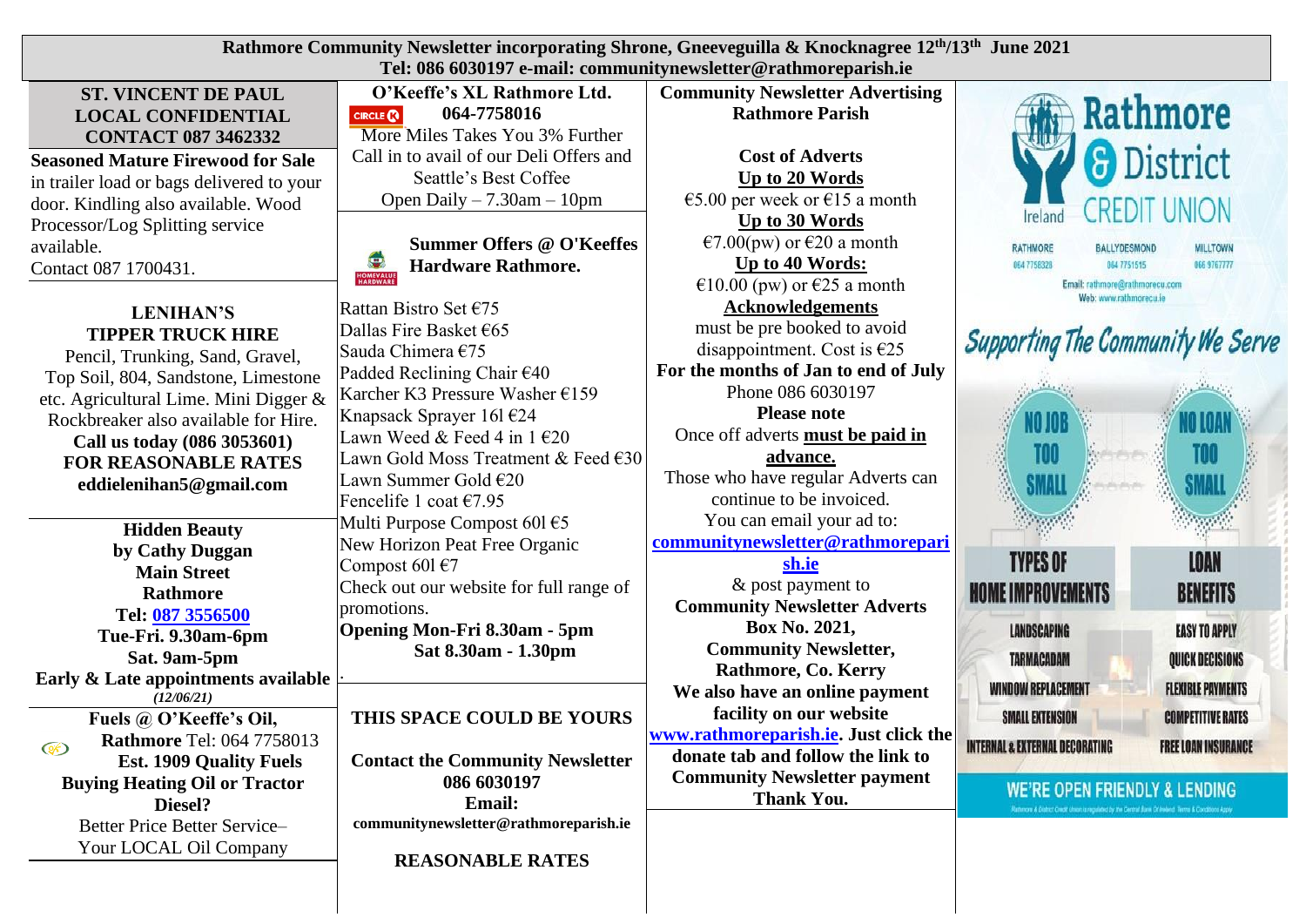# Rathmore Community Newsletter incorporating Shrone, Gneeveguilla & Knocknagree 12th/13th June 2021

**Tel: 086 6030197 e-mail: communitynewsletter@rathmoreparish.ie**

**ST. VINCENT DE PAUL LOCAL CONFIDENTIAL CONTACT 087 3462332**

**Seasoned Mature Firewood for Sale** in trailer load or bags delivered to your door. Kindling also available. Wood Processor/Log Splitting service available.
Contact 087 1700431.

**LENIHAN'S TIPPER TRUCK HIRE**
Pencil, Trunking, Sand, Gravel, Top Soil, 804, Sandstone, Limestone etc. Agricultural Lime. Mini Digger & Rockbreaker also available for Hire.
**Call us today (086 3053601) FOR REASONABLE RATES**
**eddielenihan5@gmail.com**

**Hidden Beauty by Cathy Duggan**
**Main Street Rathmore**
**Tel: 087 3556500**
**Tue-Fri. 9.30am-6pm**
**Sat. 9am-5pm**
**Early & Late appointments available**
*(12/06/21)*

**Fuels @ O'Keeffe's Oil, Rathmore** Tel: 064 7758013
**Est. 1909 Quality Fuels**
**Buying Heating Oil or Tractor Diesel?**
Better Price Better Service– Your LOCAL Oil Company

**O'Keeffe's XL Rathmore Ltd.**
**064-7758016**
More Miles Takes You 3% Further
Call in to avail of our Deli Offers and Seattle's Best Coffee
Open Daily – 7.30am – 10pm

**Summer Offers @ O'Keeffes Hardware Rathmore.**

Rattan Bistro Set €75
Dallas Fire Basket €65
Sauda Chimera €75
Padded Reclining Chair €40
Karcher K3 Pressure Washer €159
Knapsack Sprayer 16l €24
Lawn Weed & Feed 4 in 1 €20
Lawn Gold Moss Treatment & Feed €30
Lawn Summer Gold €20
Fencelife 1 coat €7.95
Multi Purpose Compost 60l €5
New Horizon Peat Free Organic Compost 60l €7
Check out our website for full range of promotions.
**Opening Mon-Fri 8.30am - 5pm**
**Sat 8.30am - 1.30pm**

**THIS SPACE COULD BE YOURS**

**Contact the Community Newsletter 086 6030197**
**Email: communitynewsletter@rathmoreparish.ie**

**REASONABLE RATES**

**Community Newsletter Advertising Rathmore Parish**

**Cost of Adverts**
**Up to 20 Words**
€5.00 per week or €15 a month
**Up to 30 Words**
€7.00(pw) or €20 a month
**Up to 40 Words:**
€10.00 (pw) or €25 a month
**Acknowledgements**
must be pre booked to avoid disappointment. Cost is €25
**For the months of Jan to end of July**
Phone 086 6030197
**Please note**
Once off adverts **must be paid in advance.**
Those who have regular Adverts can continue to be invoiced.
You can email your ad to:
**communitynewsletter@rathmoreparish.ie**
& post payment to
**Community Newsletter Adverts Box No. 2021, Community Newsletter, Rathmore, Co. Kerry**
**We also have an online payment facility on our website www.rathmoreparish.ie. Just click the donate tab and follow the link to Community Newsletter payment**
**Thank You.**

Rathmore & District Credit Union Ireland
RATHMORE 064 7758328 | BALLYDESMOND 064 7751515 | MILLTOWN 066 9767777
Email: rathmore@rathmorecu.com
Web: www.rathmorecu.ie

Supporting The Community We Serve

NO JOB TOO SMALL | NO LOAN TOO SMALL

| TYPES OF HOME IMPROVEMENTS | LOAN BENEFITS |
|---|---|
| LANDSCAPING | EASY TO APPLY |
| TARMACADAM | QUICK DECISIONS |
| WINDOW REPLACEMENT | FLEXIBLE PAYMENTS |
| SMALL EXTENSION | COMPETITIVE RATES |
| INTERNAL & EXTERNAL DECORATING | FREE LOAN INSURANCE |

WE'RE OPEN FRIENDLY & LENDING

Rathmore & District Credit Union is regulated by the Central Bank Of Ireland. Terms & Conditions Apply